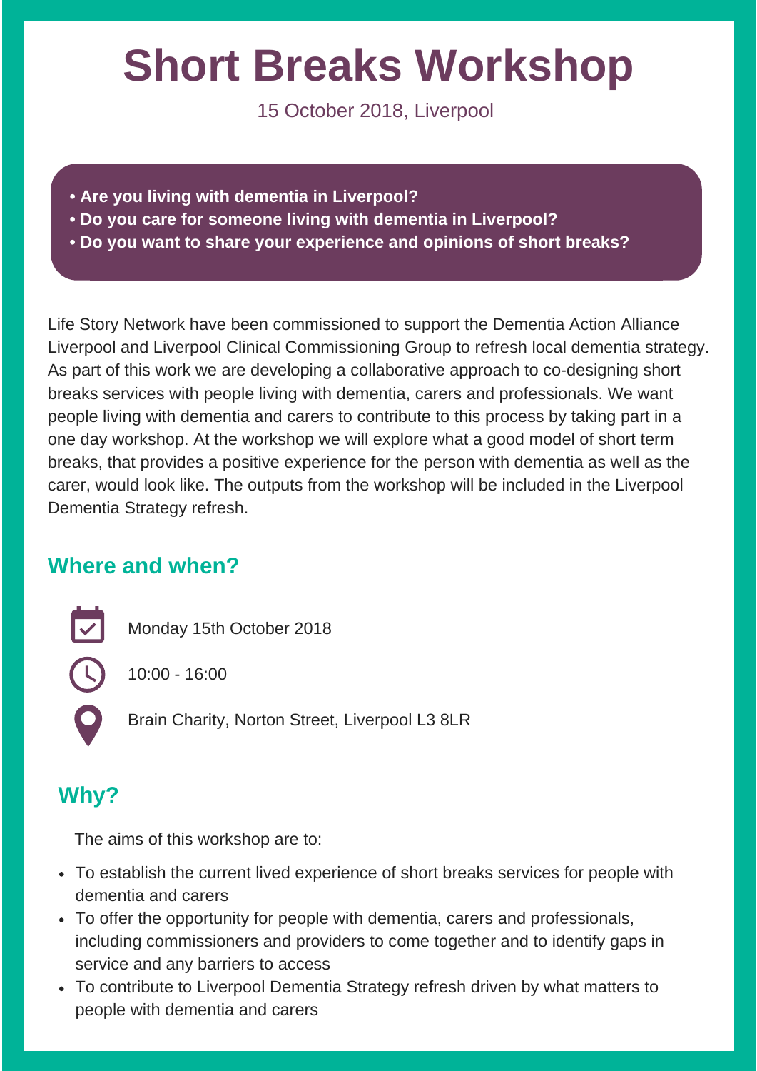# Short Breaks Workshop

15 October 2018, Liverpool

- **Are you living with dementia in Liverpool?**
- **Do you care for someone living with dementia in Liverpool?**
- **Do you want to share your experience and opinions of short breaks?**

Life Story Network have been commissioned to support the Dementia Action Alliance Liverpool and Liverpool Clinical Commissioning Group to refresh local dementia strategy. As part of this work we are developing a collaborative approach to co-designing short breaks services with people living with dementia, carers and professionals. We want people living with dementia and carers to contribute to this process by taking part in a one day workshop. At the workshop we will explore what a good model of short term breaks, that provides a positive experience for the person with dementia as well as the carer, would look like. The outputs from the workshop will be included in the Liverpool Dementia Strategy refresh.

## Where and when?

Monday 15th October 2018

10:00 - 16:00

Brain Charity, Norton Street, Liverpool L3 8LR

## Why?

The aims of this workshop are to:

- To establish the current lived experience of short breaks services for people with dementia and carers
- To offer the opportunity for people with dementia, carers and professionals, including commissioners and providers to come together and to identify gaps in service and any barriers to access
- To contribute to Liverpool Dementia Strategy refresh driven by what matters to people with dementia and carers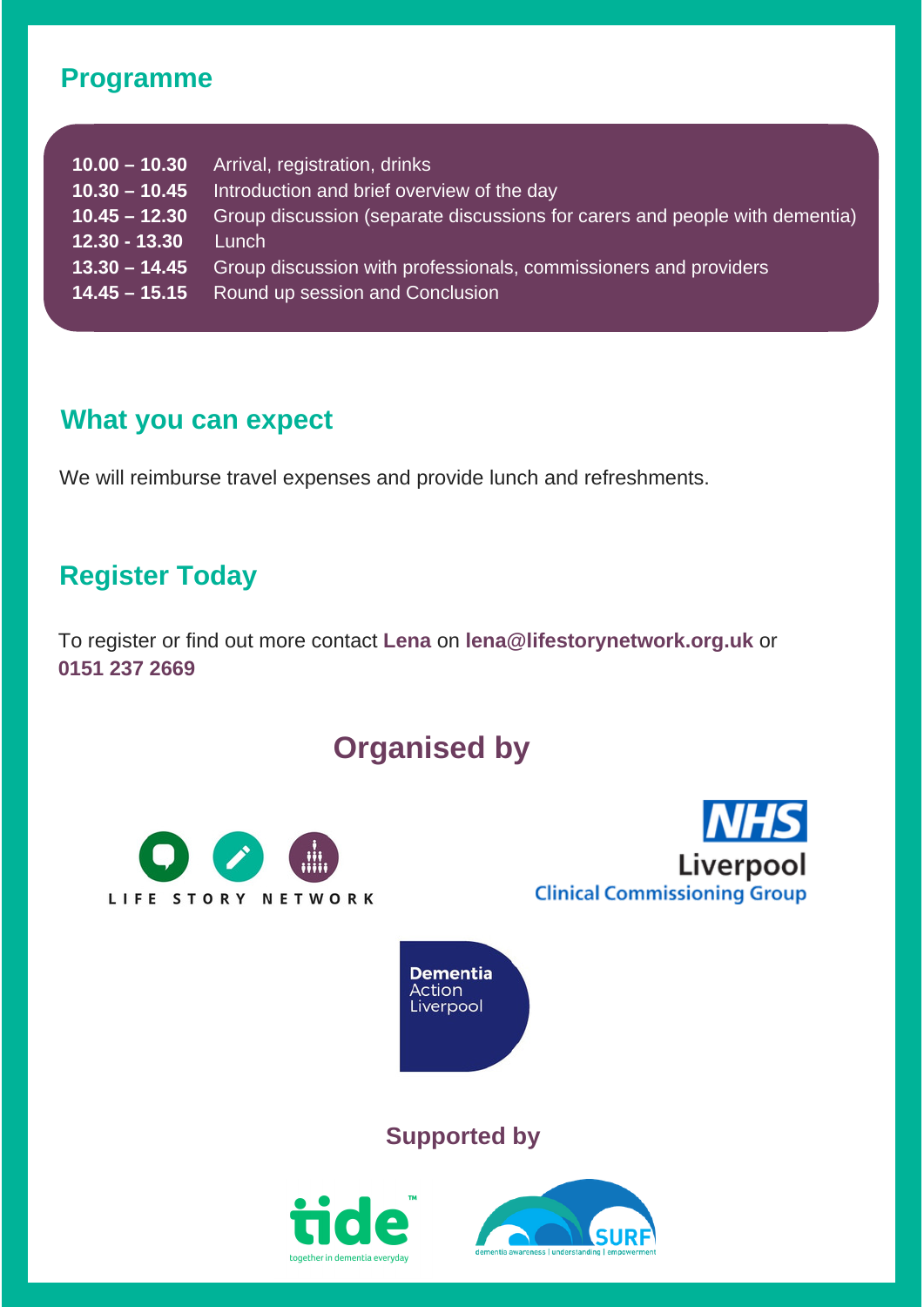## Programme

| | |
|---|---|
| **10.00 – 10.30** | Arrival, registration, drinks |
| **10.30 – 10.45** | Introduction and brief overview of the day |
| **10.45 – 12.30** | Group discussion (separate discussions for carers and people with dementia) |
| **12.30 - 13.30** | Lunch |
| **13.30 – 14.45** | Group discussion with professionals, commissioners and providers |
| **14.45 – 15.15** | Round up session and Conclusion |

## What you can expect

We will reimburse travel expenses and provide lunch and refreshments.

## Register Today

To register or find out more contact **Lena** on **lena@lifestorynetwork.org.uk** or **0151 237 2669**

## Organised by

LIFE STORY NETWORK

NHS Liverpool Clinical Commissioning Group

Dementia Action Liverpool

### Supported by

tide™ together in dementia everyday

SURF dementia awareness | understanding | empowerment